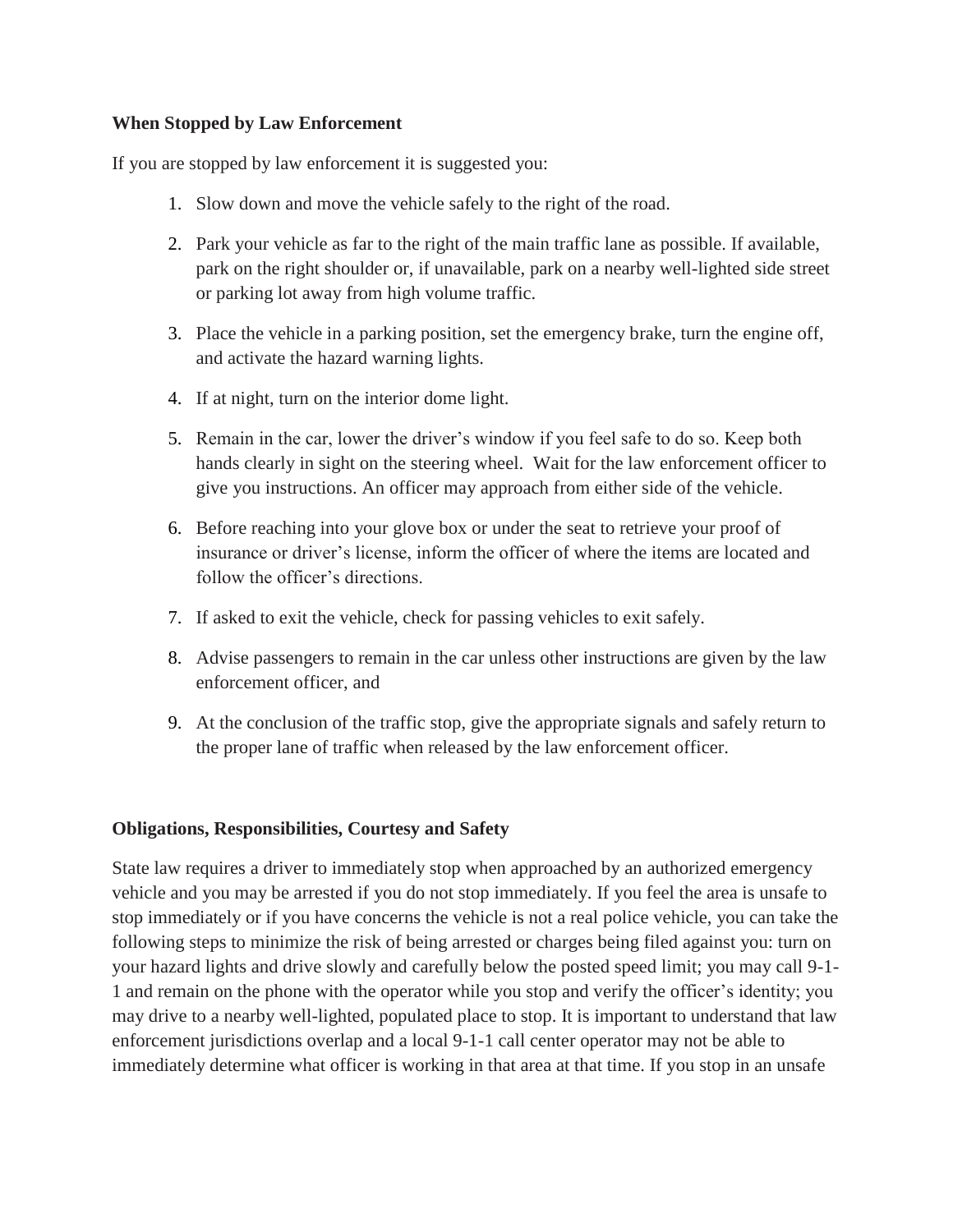## When Stopped by Law Enforcement

If you are stopped by law enforcement it is suggested you:

1. Slow down and move the vehicle safely to the right of the road.
2. Park your vehicle as far to the right of the main traffic lane as possible. If available, park on the right shoulder or, if unavailable, park on a nearby well-lighted side street or parking lot away from high volume traffic.
3. Place the vehicle in a parking position, set the emergency brake, turn the engine off, and activate the hazard warning lights.
4. If at night, turn on the interior dome light.
5. Remain in the car, lower the driver's window if you feel safe to do so. Keep both hands clearly in sight on the steering wheel. Wait for the law enforcement officer to give you instructions. An officer may approach from either side of the vehicle.
6. Before reaching into your glove box or under the seat to retrieve your proof of insurance or driver's license, inform the officer of where the items are located and follow the officer's directions.
7. If asked to exit the vehicle, check for passing vehicles to exit safely.
8. Advise passengers to remain in the car unless other instructions are given by the law enforcement officer, and
9. At the conclusion of the traffic stop, give the appropriate signals and safely return to the proper lane of traffic when released by the law enforcement officer.

## Obligations, Responsibilities, Courtesy and Safety

State law requires a driver to immediately stop when approached by an authorized emergency vehicle and you may be arrested if you do not stop immediately. If you feel the area is unsafe to stop immediately or if you have concerns the vehicle is not a real police vehicle, you can take the following steps to minimize the risk of being arrested or charges being filed against you: turn on your hazard lights and drive slowly and carefully below the posted speed limit; you may call 9-1-1 and remain on the phone with the operator while you stop and verify the officer's identity; you may drive to a nearby well-lighted, populated place to stop. It is important to understand that law enforcement jurisdictions overlap and a local 9-1-1 call center operator may not be able to immediately determine what officer is working in that area at that time. If you stop in an unsafe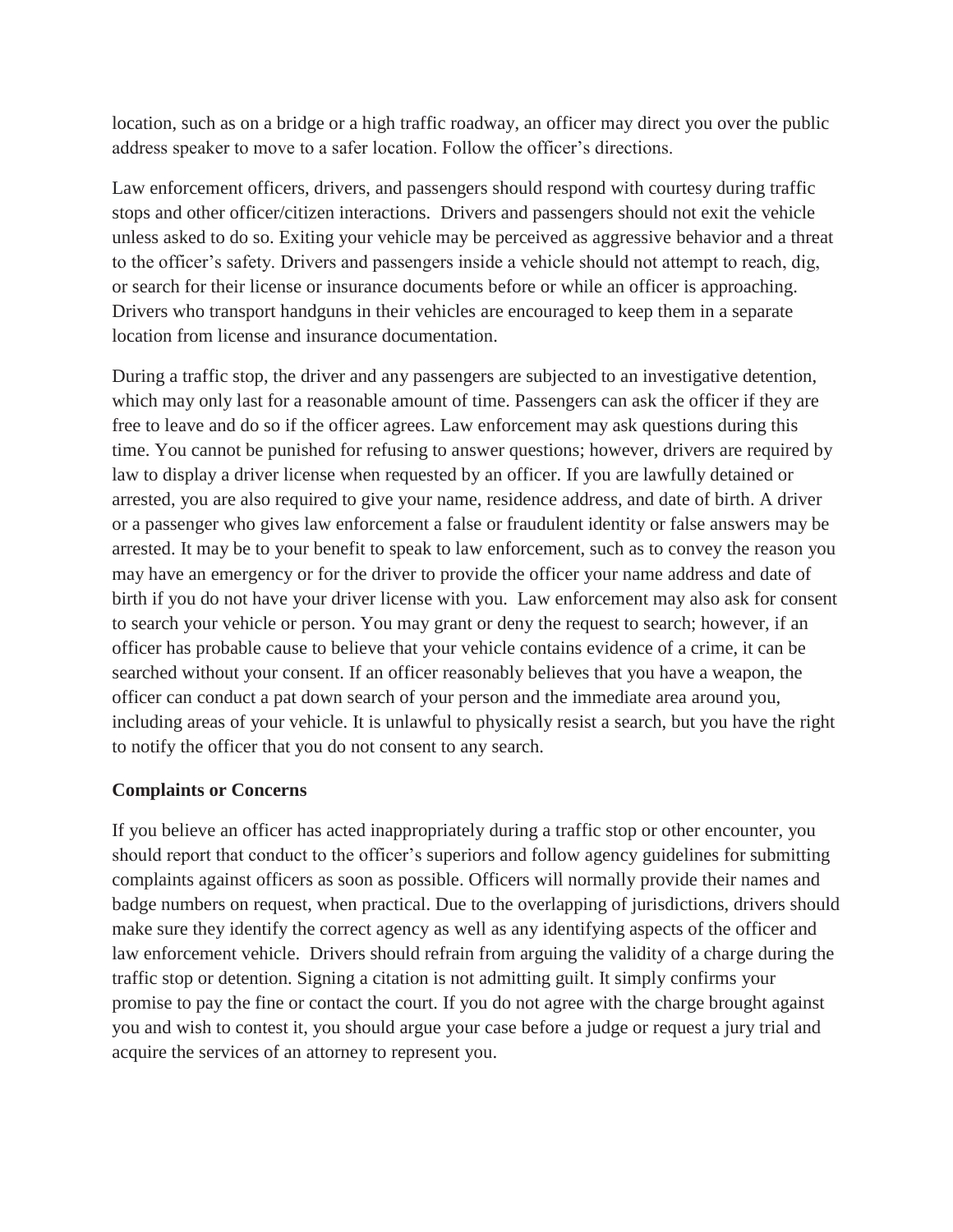location, such as on a bridge or a high traffic roadway, an officer may direct you over the public address speaker to move to a safer location. Follow the officer's directions.

Law enforcement officers, drivers, and passengers should respond with courtesy during traffic stops and other officer/citizen interactions. Drivers and passengers should not exit the vehicle unless asked to do so. Exiting your vehicle may be perceived as aggressive behavior and a threat to the officer's safety. Drivers and passengers inside a vehicle should not attempt to reach, dig, or search for their license or insurance documents before or while an officer is approaching. Drivers who transport handguns in their vehicles are encouraged to keep them in a separate location from license and insurance documentation.

During a traffic stop, the driver and any passengers are subjected to an investigative detention, which may only last for a reasonable amount of time. Passengers can ask the officer if they are free to leave and do so if the officer agrees. Law enforcement may ask questions during this time. You cannot be punished for refusing to answer questions; however, drivers are required by law to display a driver license when requested by an officer. If you are lawfully detained or arrested, you are also required to give your name, residence address, and date of birth. A driver or a passenger who gives law enforcement a false or fraudulent identity or false answers may be arrested. It may be to your benefit to speak to law enforcement, such as to convey the reason you may have an emergency or for the driver to provide the officer your name address and date of birth if you do not have your driver license with you. Law enforcement may also ask for consent to search your vehicle or person. You may grant or deny the request to search; however, if an officer has probable cause to believe that your vehicle contains evidence of a crime, it can be searched without your consent. If an officer reasonably believes that you have a weapon, the officer can conduct a pat down search of your person and the immediate area around you, including areas of your vehicle. It is unlawful to physically resist a search, but you have the right to notify the officer that you do not consent to any search.

**Complaints or Concerns**

If you believe an officer has acted inappropriately during a traffic stop or other encounter, you should report that conduct to the officer's superiors and follow agency guidelines for submitting complaints against officers as soon as possible. Officers will normally provide their names and badge numbers on request, when practical. Due to the overlapping of jurisdictions, drivers should make sure they identify the correct agency as well as any identifying aspects of the officer and law enforcement vehicle. Drivers should refrain from arguing the validity of a charge during the traffic stop or detention. Signing a citation is not admitting guilt. It simply confirms your promise to pay the fine or contact the court. If you do not agree with the charge brought against you and wish to contest it, you should argue your case before a judge or request a jury trial and acquire the services of an attorney to represent you.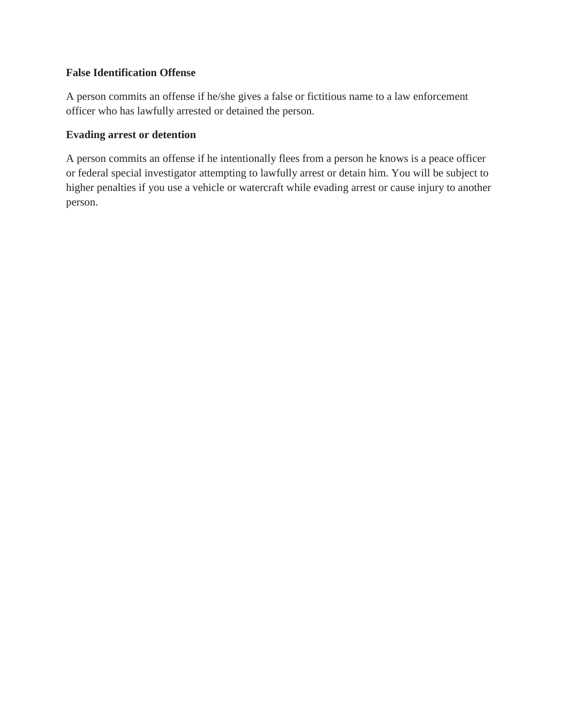**False Identification Offense**

A person commits an offense if he/she gives a false or fictitious name to a law enforcement officer who has lawfully arrested or detained the person.

**Evading arrest or detention**

A person commits an offense if he intentionally flees from a person he knows is a peace officer or federal special investigator attempting to lawfully arrest or detain him. You will be subject to higher penalties if you use a vehicle or watercraft while evading arrest or cause injury to another person.